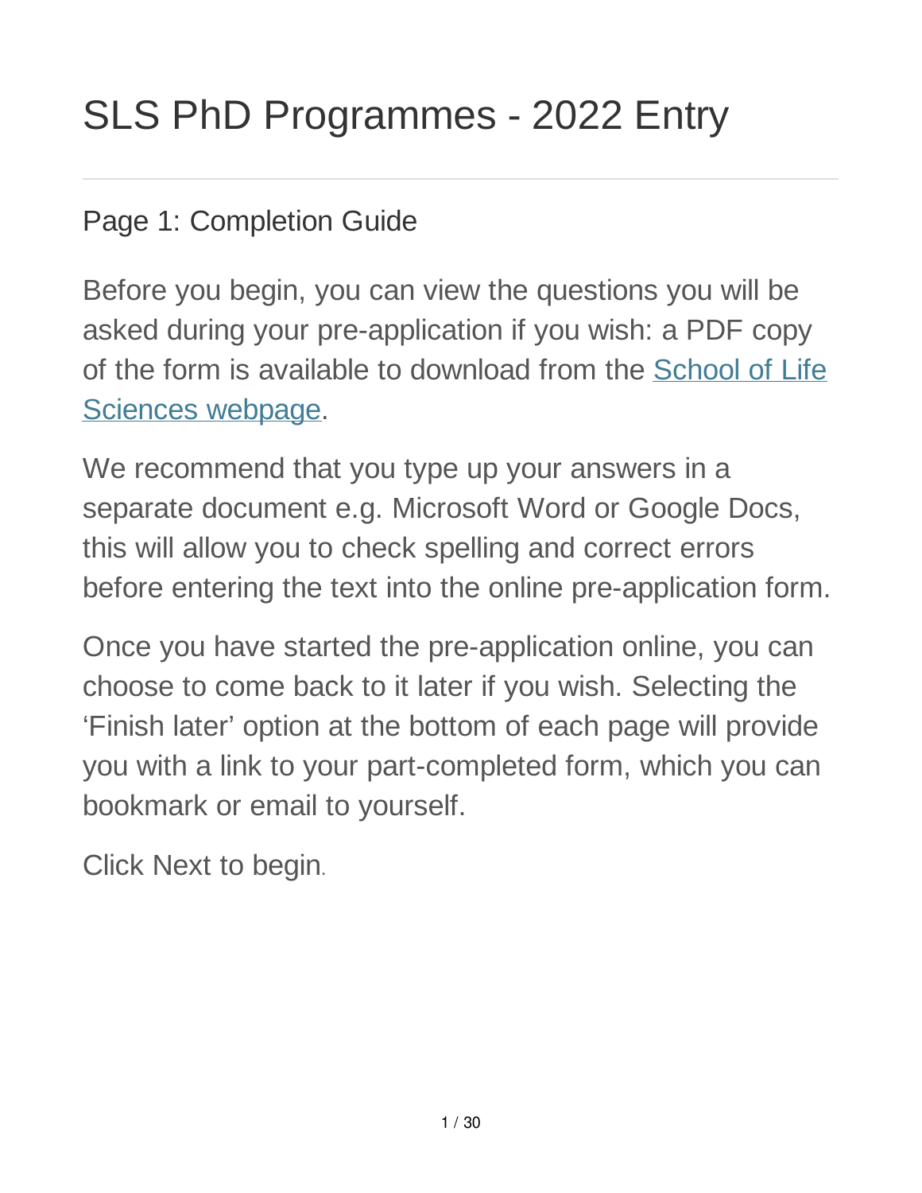# SLS PhD Programmes - 2022 Entry

## Page 1: Completion Guide

Before you begin, you can view the questions you will be asked during your pre-application if you wish: a PDF copy of the form is available to download from the School of Life Sciences webpage.

We recommend that you type up your answers in a separate document e.g. Microsoft Word or Google Docs, this will allow you to check spelling and correct errors before entering the text into the online pre-application form.

Once you have started the pre-application online, you can choose to come back to it later if you wish. Selecting the 'Finish later' option at the bottom of each page will provide you with a link to your part-completed form, which you can bookmark or email to yourself.

Click Next to begin.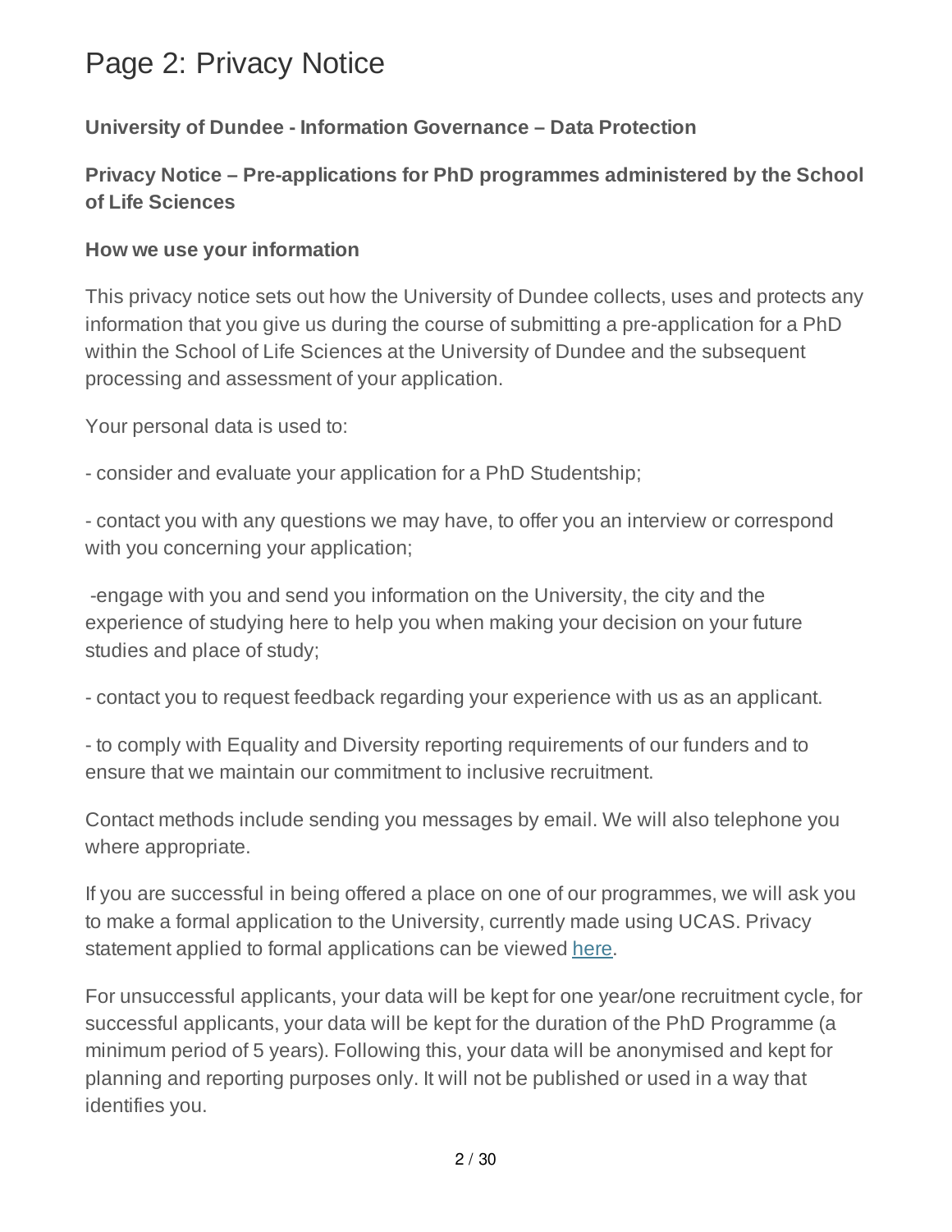# Page 2: Privacy Notice

**University of Dundee - Information Governance – Data Protection**

**Privacy Notice – Pre-applications for PhD programmes administered by the School of Life Sciences**

**How we use your information**

This privacy notice sets out how the University of Dundee collects, uses and protects any information that you give us during the course of submitting a pre-application for a PhD within the School of Life Sciences at the University of Dundee and the subsequent processing and assessment of your application.

Your personal data is used to:

- consider and evaluate your application for a PhD Studentship;

- contact you with any questions we may have, to offer you an interview or correspond with you concerning your application;

-engage with you and send you information on the University, the city and the experience of studying here to help you when making your decision on your future studies and place of study;

- contact you to request feedback regarding your experience with us as an applicant.

- to comply with Equality and Diversity reporting requirements of our funders and to ensure that we maintain our commitment to inclusive recruitment.

Contact methods include sending you messages by email. We will also telephone you where appropriate.

If you are successful in being offered a place on one of our programmes, we will ask you to make a formal application to the University, currently made using UCAS. Privacy statement applied to formal applications can be viewed here.

For unsuccessful applicants, your data will be kept for one year/one recruitment cycle, for successful applicants, your data will be kept for the duration of the PhD Programme (a minimum period of 5 years). Following this, your data will be anonymised and kept for planning and reporting purposes only. It will not be published or used in a way that identifies you.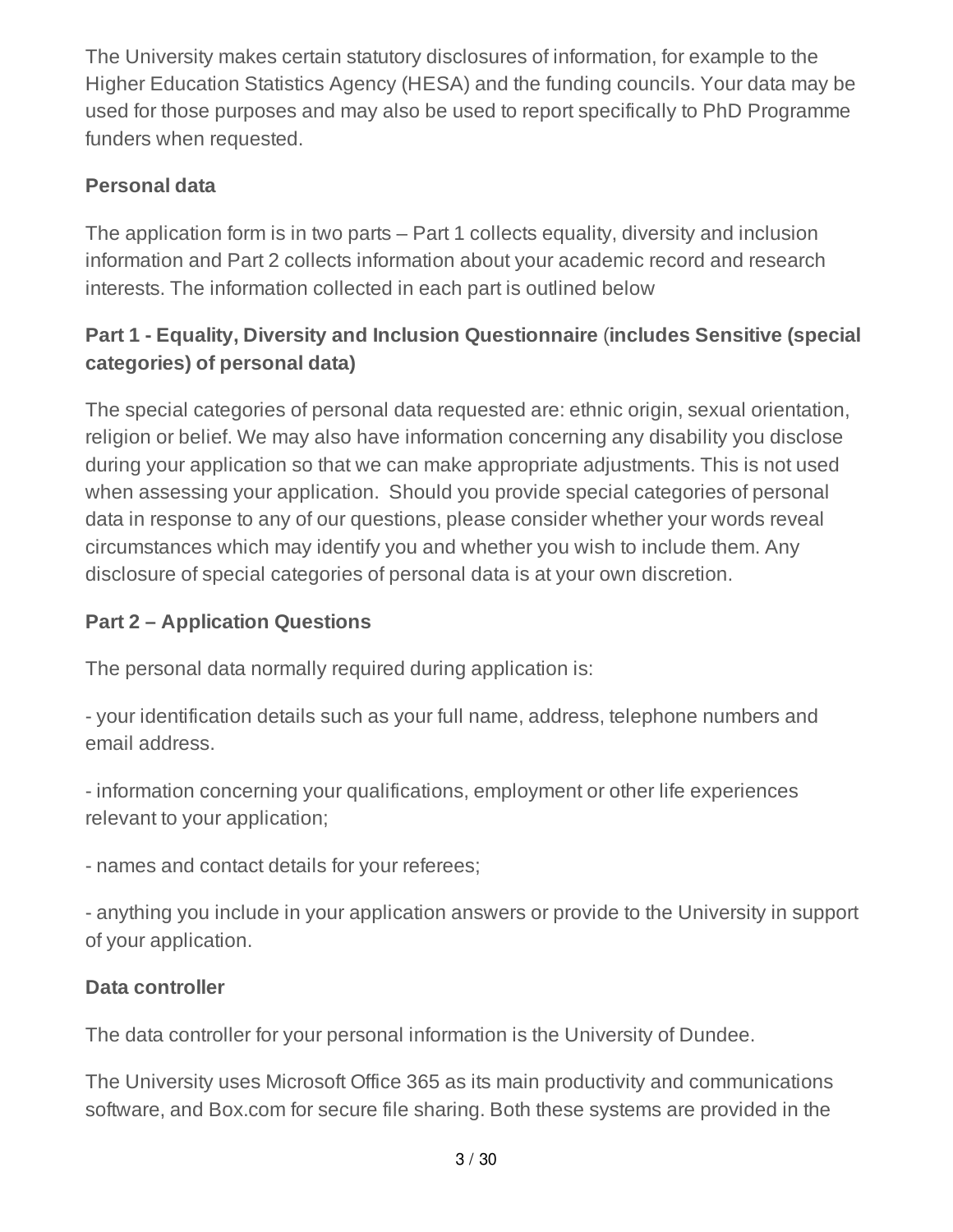The University makes certain statutory disclosures of information, for example to the Higher Education Statistics Agency (HESA) and the funding councils. Your data may be used for those purposes and may also be used to report specifically to PhD Programme funders when requested.

### Personal data

The application form is in two parts – Part 1 collects equality, diversity and inclusion information and Part 2 collects information about your academic record and research interests. The information collected in each part is outlined below

### Part 1 - Equality, Diversity and Inclusion Questionnaire (includes Sensitive (special categories) of personal data)

The special categories of personal data requested are: ethnic origin, sexual orientation, religion or belief. We may also have information concerning any disability you disclose during your application so that we can make appropriate adjustments. This is not used when assessing your application.  Should you provide special categories of personal data in response to any of our questions, please consider whether your words reveal circumstances which may identify you and whether you wish to include them. Any disclosure of special categories of personal data is at your own discretion.

### Part 2 – Application Questions

The personal data normally required during application is:

- your identification details such as your full name, address, telephone numbers and email address.

- information concerning your qualifications, employment or other life experiences relevant to your application;

- names and contact details for your referees;

- anything you include in your application answers or provide to the University in support of your application.

### Data controller

The data controller for your personal information is the University of Dundee.

The University uses Microsoft Office 365 as its main productivity and communications software, and Box.com for secure file sharing. Both these systems are provided in the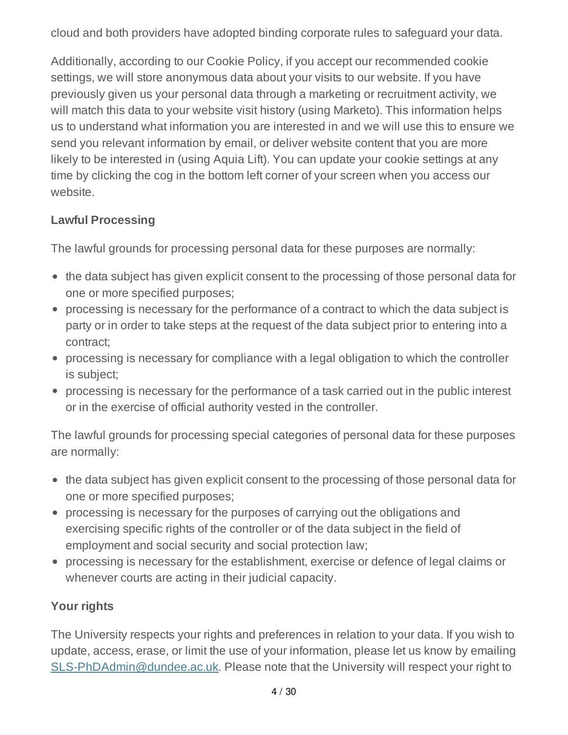cloud and both providers have adopted binding corporate rules to safeguard your data.

Additionally, according to our Cookie Policy, if you accept our recommended cookie settings, we will store anonymous data about your visits to our website. If you have previously given us your personal data through a marketing or recruitment activity, we will match this data to your website visit history (using Marketo). This information helps us to understand what information you are interested in and we will use this to ensure we send you relevant information by email, or deliver website content that you are more likely to be interested in (using Aquia Lift). You can update your cookie settings at any time by clicking the cog in the bottom left corner of your screen when you access our website.

**Lawful Processing**

The lawful grounds for processing personal data for these purposes are normally:

- the data subject has given explicit consent to the processing of those personal data for one or more specified purposes;
- processing is necessary for the performance of a contract to which the data subject is party or in order to take steps at the request of the data subject prior to entering into a contract;
- processing is necessary for compliance with a legal obligation to which the controller is subject;
- processing is necessary for the performance of a task carried out in the public interest or in the exercise of official authority vested in the controller.

The lawful grounds for processing special categories of personal data for these purposes are normally:

- the data subject has given explicit consent to the processing of those personal data for one or more specified purposes;
- processing is necessary for the purposes of carrying out the obligations and exercising specific rights of the controller or of the data subject in the field of employment and social security and social protection law;
- processing is necessary for the establishment, exercise or defence of legal claims or whenever courts are acting in their judicial capacity.

**Your rights**

The University respects your rights and preferences in relation to your data. If you wish to update, access, erase, or limit the use of your information, please let us know by emailing SLS-PhDAdmin@dundee.ac.uk. Please note that the University will respect your right to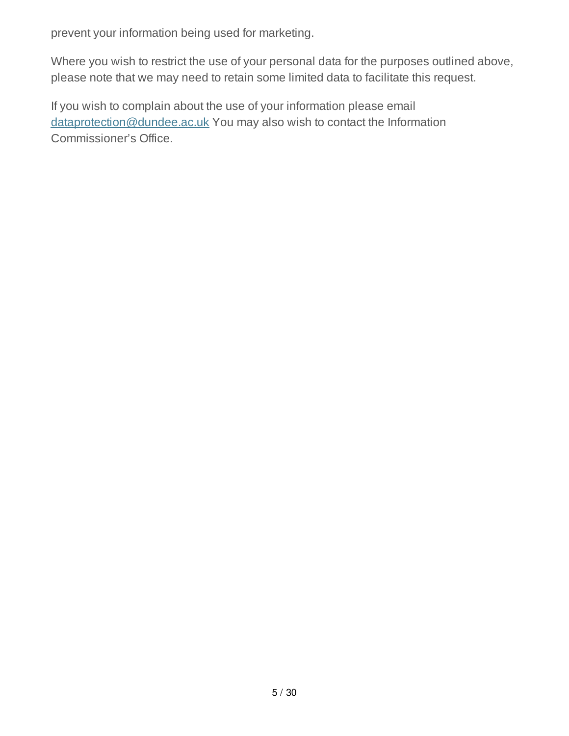prevent your information being used for marketing.

Where you wish to restrict the use of your personal data for the purposes outlined above, please note that we may need to retain some limited data to facilitate this request.

If you wish to complain about the use of your information please email dataprotection@dundee.ac.uk You may also wish to contact the Information Commissioner's Office.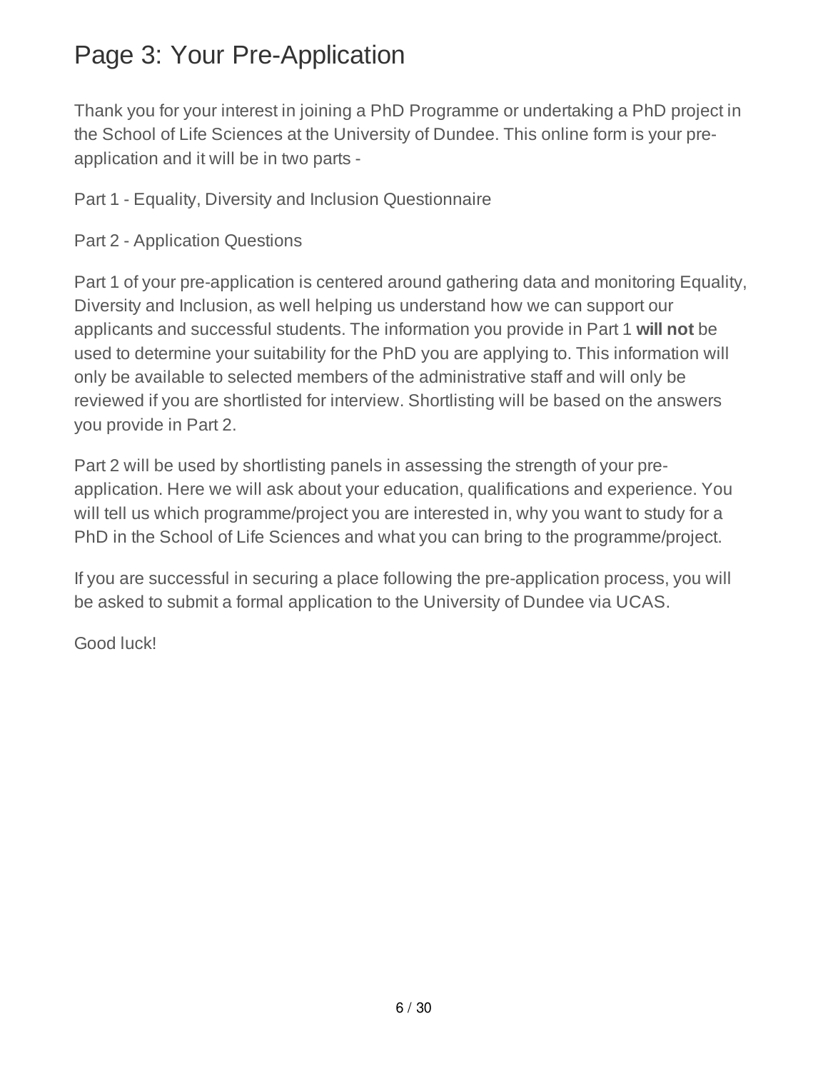# Page 3: Your Pre-Application

Thank you for your interest in joining a PhD Programme or undertaking a PhD project in the School of Life Sciences at the University of Dundee. This online form is your pre-application and it will be in two parts -

Part 1 - Equality, Diversity and Inclusion Questionnaire

Part 2 - Application Questions

Part 1 of your pre-application is centered around gathering data and monitoring Equality, Diversity and Inclusion, as well helping us understand how we can support our applicants and successful students. The information you provide in Part 1 **will not** be used to determine your suitability for the PhD you are applying to. This information will only be available to selected members of the administrative staff and will only be reviewed if you are shortlisted for interview. Shortlisting will be based on the answers you provide in Part 2.

Part 2 will be used by shortlisting panels in assessing the strength of your pre-application. Here we will ask about your education, qualifications and experience. You will tell us which programme/project you are interested in, why you want to study for a PhD in the School of Life Sciences and what you can bring to the programme/project.

If you are successful in securing a place following the pre-application process, you will be asked to submit a formal application to the University of Dundee via UCAS.

Good luck!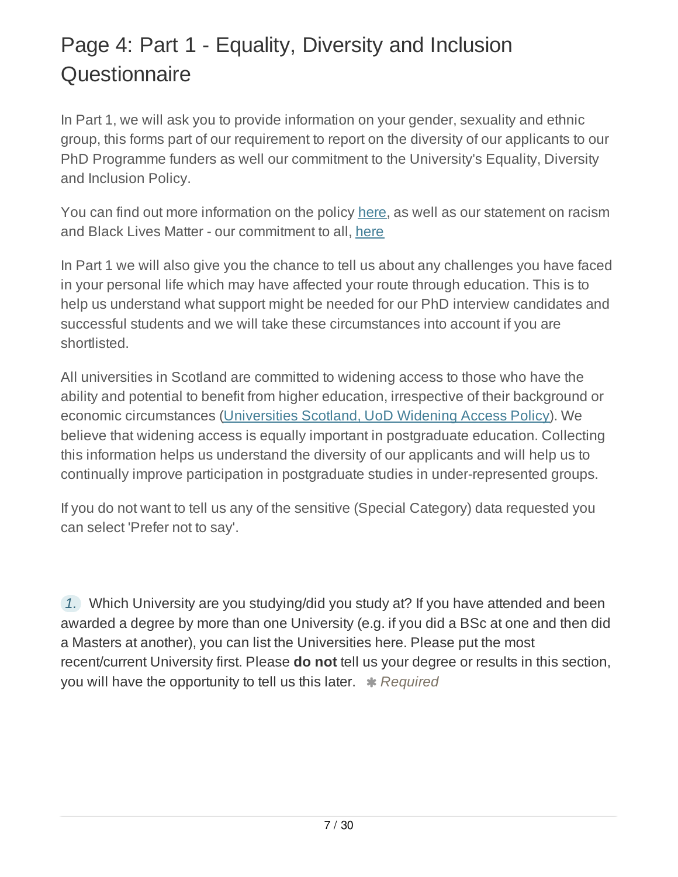# Page 4: Part 1 - Equality, Diversity and Inclusion Questionnaire

In Part 1, we will ask you to provide information on your gender, sexuality and ethnic group, this forms part of our requirement to report on the diversity of our applicants to our PhD Programme funders as well our commitment to the University's Equality, Diversity and Inclusion Policy.

You can find out more information on the policy here, as well as our statement on racism and Black Lives Matter - our commitment to all, here

In Part 1 we will also give you the chance to tell us about any challenges you have faced in your personal life which may have affected your route through education. This is to help us understand what support might be needed for our PhD interview candidates and successful students and we will take these circumstances into account if you are shortlisted.

All universities in Scotland are committed to widening access to those who have the ability and potential to benefit from higher education, irrespective of their background or economic circumstances (Universities Scotland, UoD Widening Access Policy). We believe that widening access is equally important in postgraduate education. Collecting this information helps us understand the diversity of our applicants and will help us to continually improve participation in postgraduate studies in under-represented groups.

If you do not want to tell us any of the sensitive (Special Category) data requested you can select 'Prefer not to say'.

*1.* Which University are you studying/did you study at? If you have attended and been awarded a degree by more than one University (e.g. if you did a BSc at one and then did a Masters at another), you can list the Universities here. Please put the most recent/current University first. Please **do not** tell us your degree or results in this section, you will have the opportunity to tell us this later. ✱ *Required*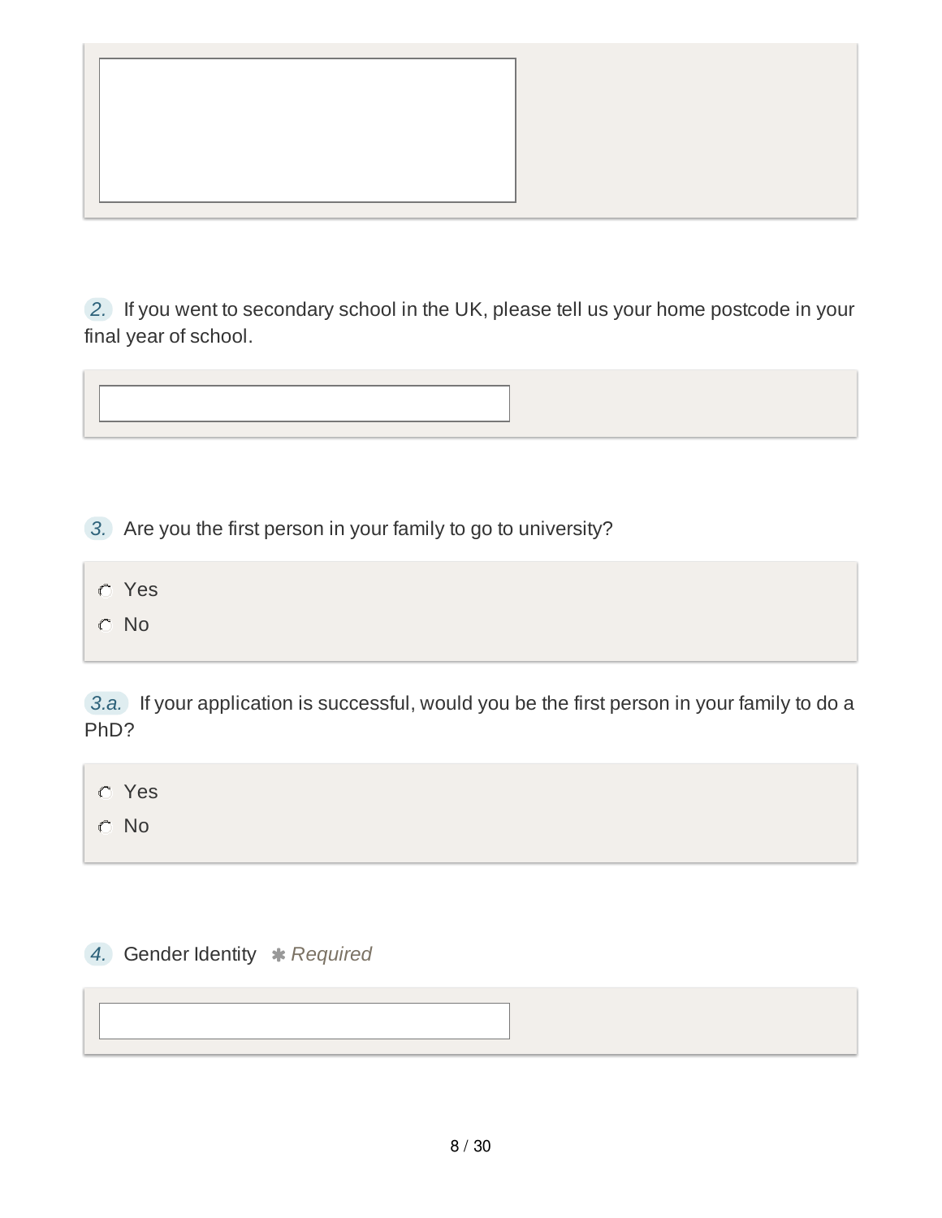2. If you went to secondary school in the UK, please tell us your home postcode in your final year of school.

3. Are you the first person in your family to go to university?

- Yes
- No

3.a. If your application is successful, would you be the first person in your family to do a PhD?

- Yes
- No

4. Gender Identity *✱ Required*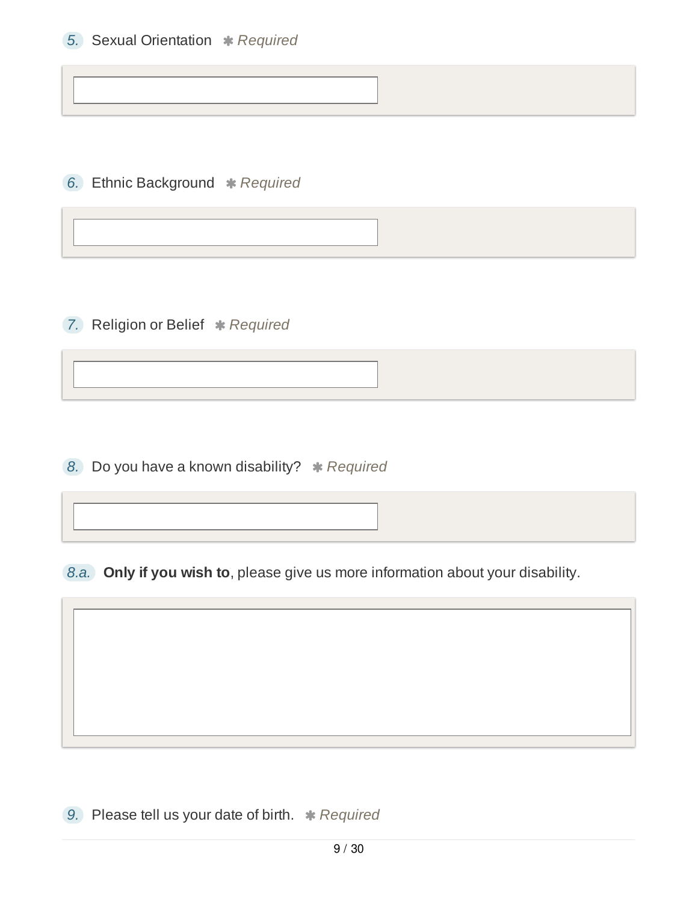5. Sexual Orientation ✱ *Required*

6. Ethnic Background ✱ *Required*

7. Religion or Belief ✱ *Required*

8. Do you have a known disability? ✱ *Required*

8.a. **Only if you wish to**, please give us more information about your disability.

9. Please tell us your date of birth. ✱ *Required*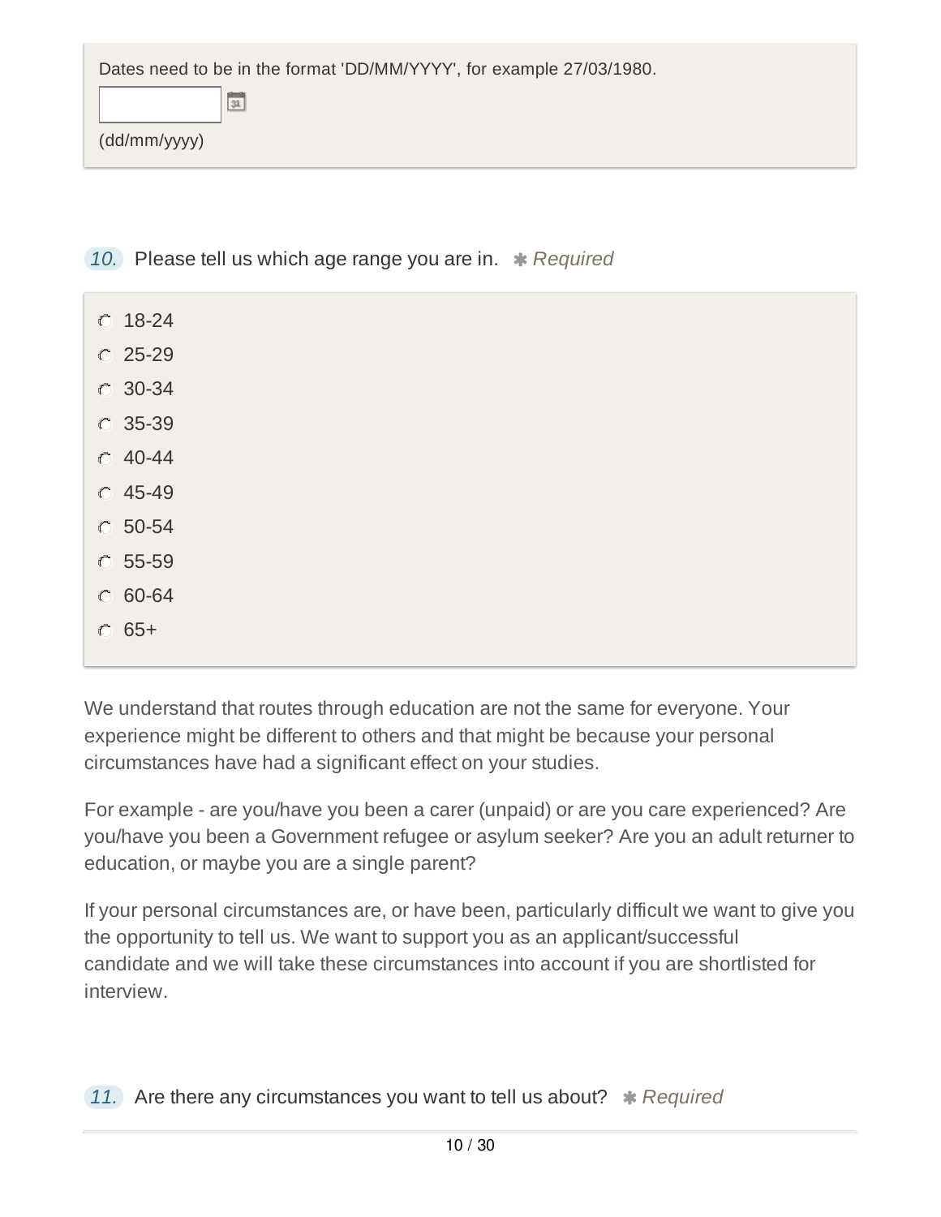Dates need to be in the format 'DD/MM/YYYY', for example 27/03/1980.

(dd/mm/yyyy)

**10.** Please tell us which age range you are in. ✱ *Required*

- ○ 18-24
- ○ 25-29
- ○ 30-34
- ○ 35-39
- ○ 40-44
- ○ 45-49
- ○ 50-54
- ○ 55-59
- ○ 60-64
- ○ 65+

We understand that routes through education are not the same for everyone. Your experience might be different to others and that might be because your personal circumstances have had a significant effect on your studies.

For example - are you/have you been a carer (unpaid) or are you care experienced? Are you/have you been a Government refugee or asylum seeker? Are you an adult returner to education, or maybe you are a single parent?

If your personal circumstances are, or have been, particularly difficult we want to give you the opportunity to tell us. We want to support you as an applicant/successful candidate and we will take these circumstances into account if you are shortlisted for interview.

**11.** Are there any circumstances you want to tell us about? ✱ *Required*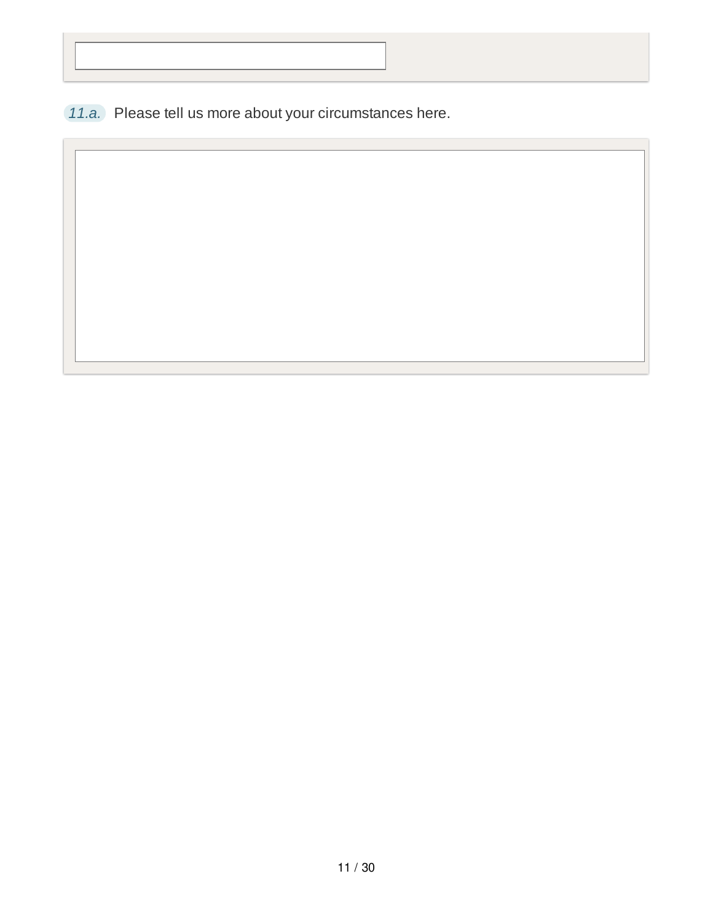11.a. Please tell us more about your circumstances here.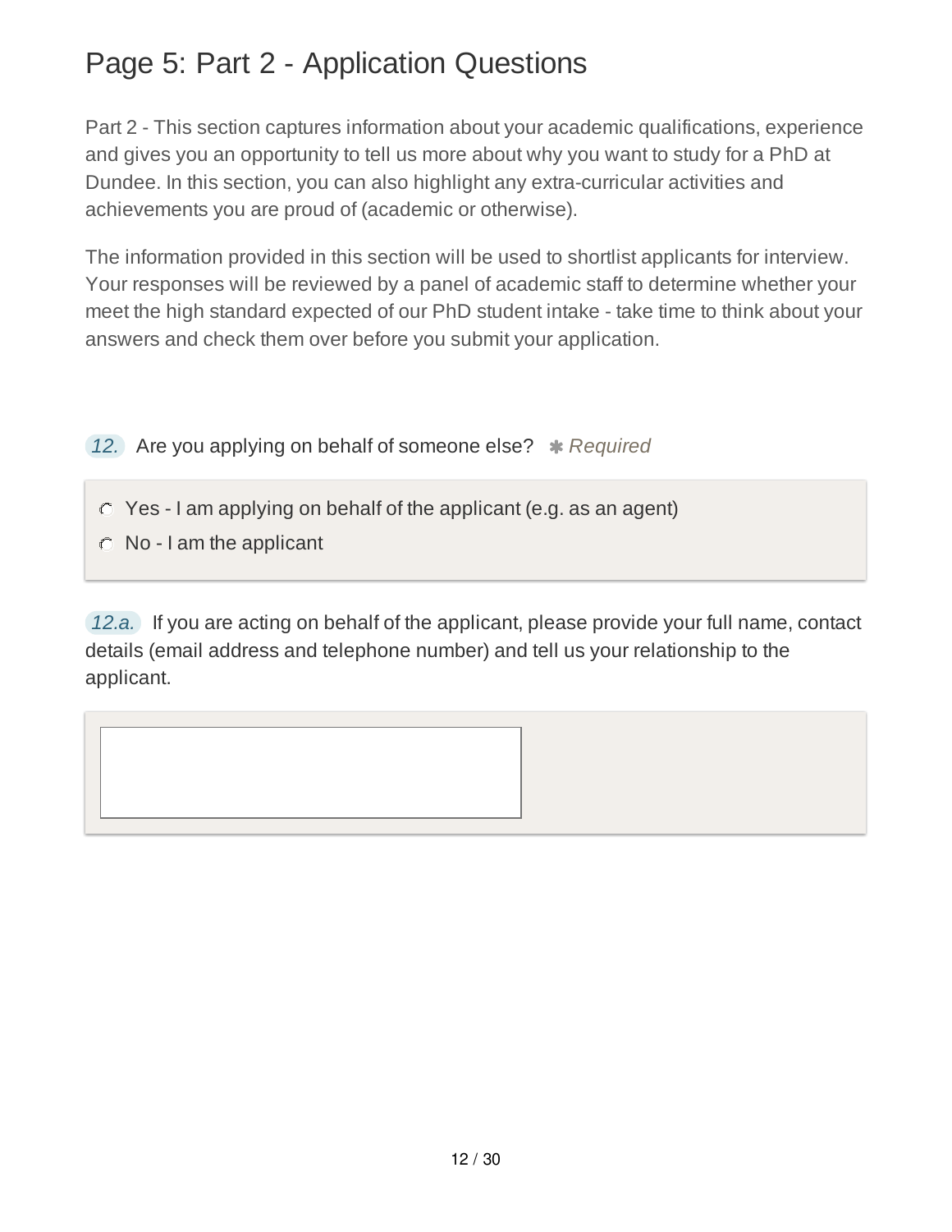# Page 5: Part 2 - Application Questions

Part 2 - This section captures information about your academic qualifications, experience and gives you an opportunity to tell us more about why you want to study for a PhD at Dundee. In this section, you can also highlight any extra-curricular activities and achievements you are proud of (academic or otherwise).

The information provided in this section will be used to shortlist applicants for interview. Your responses will be reviewed by a panel of academic staff to determine whether your meet the high standard expected of our PhD student intake - take time to think about your answers and check them over before you submit your application.

*12.* Are you applying on behalf of someone else? ✱ *Required*

- ○ Yes - I am applying on behalf of the applicant (e.g. as an agent)
- ○ No - I am the applicant

*12.a.* If you are acting on behalf of the applicant, please provide your full name, contact details (email address and telephone number) and tell us your relationship to the applicant.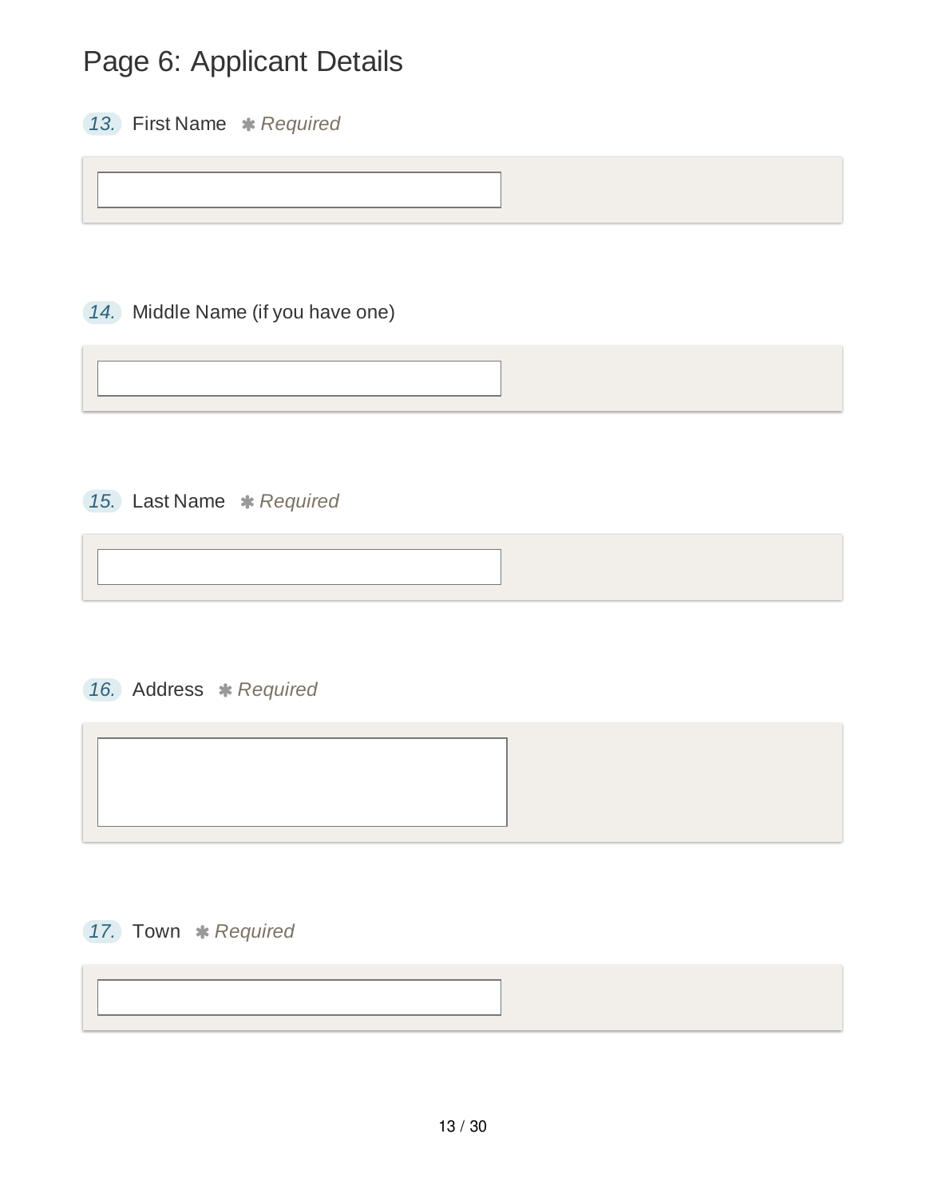# Page 6: Applicant Details

13. First Name ✱ *Required*

14. Middle Name (if you have one)

15. Last Name ✱ *Required*

16. Address ✱ *Required*

17. Town ✱ *Required*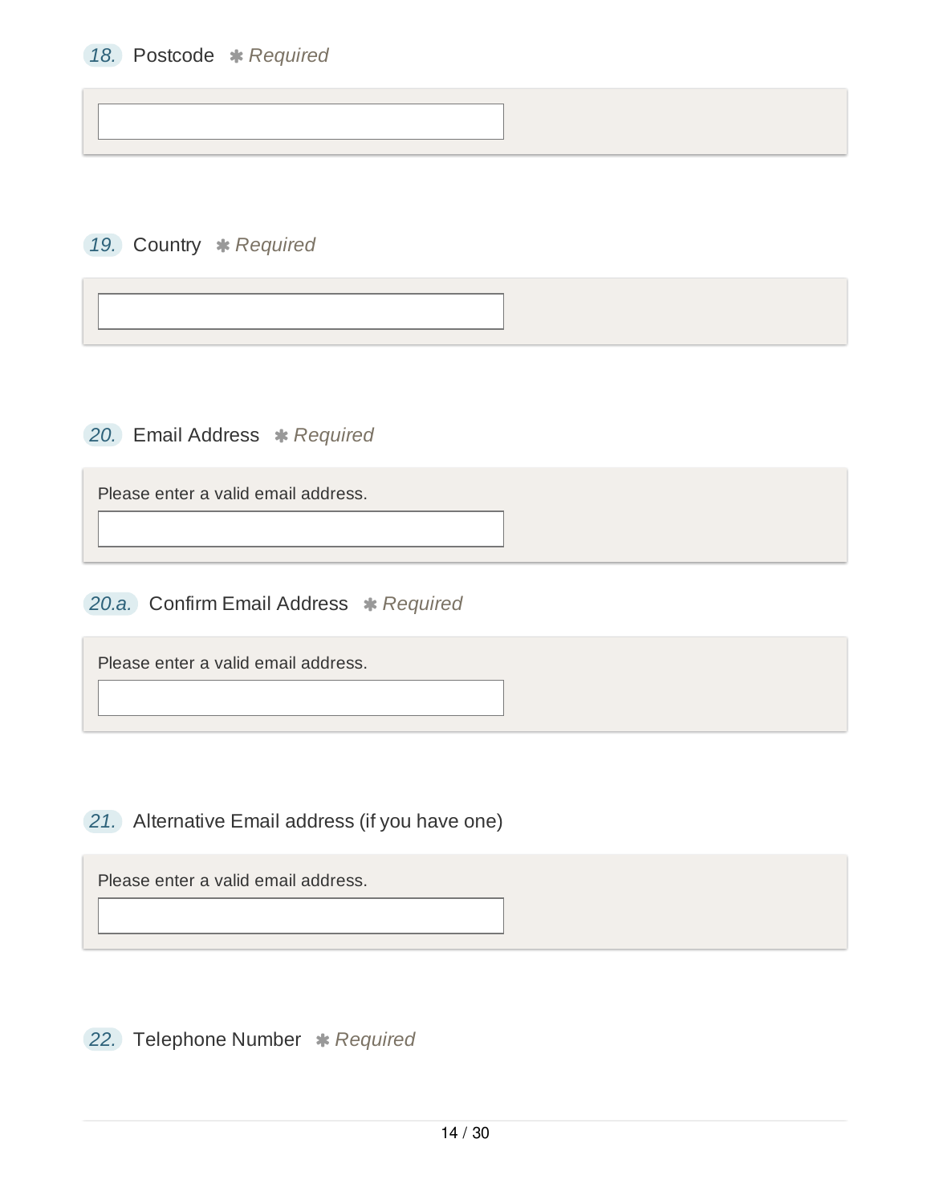18. Postcode ✱ *Required*

19. Country ✱ *Required*

20. Email Address ✱ *Required*

Please enter a valid email address.

20.a. Confirm Email Address ✱ *Required*

Please enter a valid email address.

21. Alternative Email address (if you have one)

Please enter a valid email address.

22. Telephone Number ✱ *Required*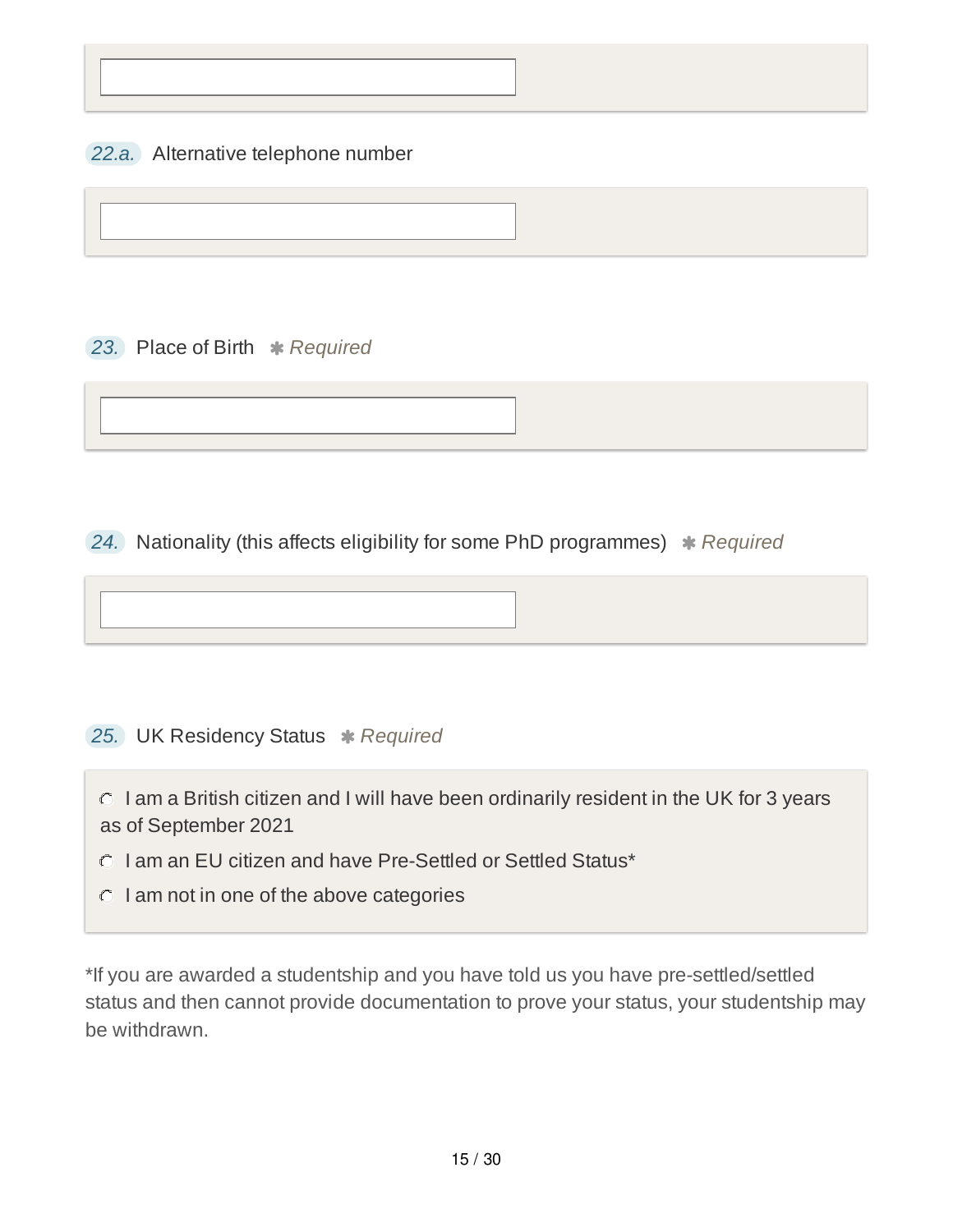22.a. Alternative telephone number

23. Place of Birth * Required

24. Nationality (this affects eligibility for some PhD programmes) * Required

25. UK Residency Status * Required

- ○ I am a British citizen and I will have been ordinarily resident in the UK for 3 years as of September 2021
- ○ I am an EU citizen and have Pre-Settled or Settled Status*
- ○ I am not in one of the above categories

*If you are awarded a studentship and you have told us you have pre-settled/settled status and then cannot provide documentation to prove your status, your studentship may be withdrawn.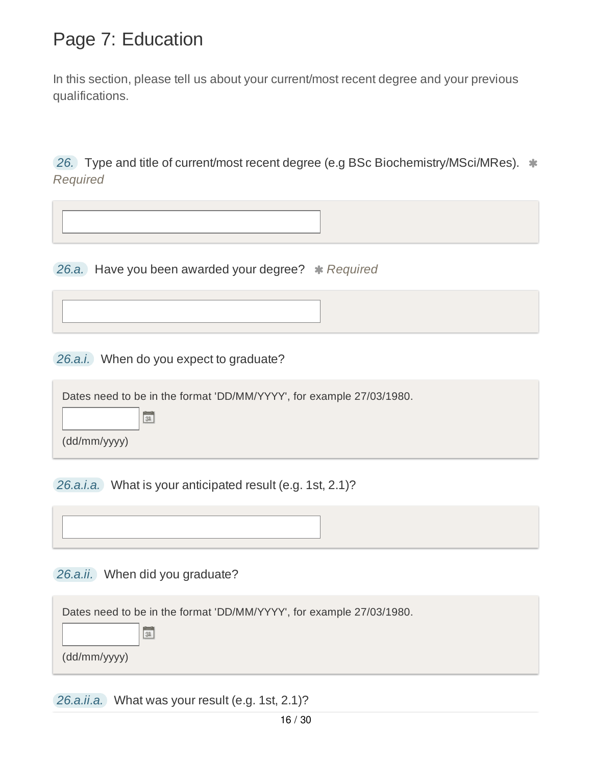# Page 7: Education

In this section, please tell us about your current/most recent degree and your previous qualifications.

*26.* Type and title of current/most recent degree (e.g BSc Biochemistry/MSci/MRes). ✱ *Required*

*26.a.* Have you been awarded your degree? ✱ *Required*

*26.a.i.* When do you expect to graduate?

Dates need to be in the format 'DD/MM/YYYY', for example 27/03/1980.

(dd/mm/yyyy)

*26.a.i.a.* What is your anticipated result (e.g. 1st, 2.1)?

*26.a.ii.* When did you graduate?

Dates need to be in the format 'DD/MM/YYYY', for example 27/03/1980.

(dd/mm/yyyy)

*26.a.ii.a.* What was your result (e.g. 1st, 2.1)?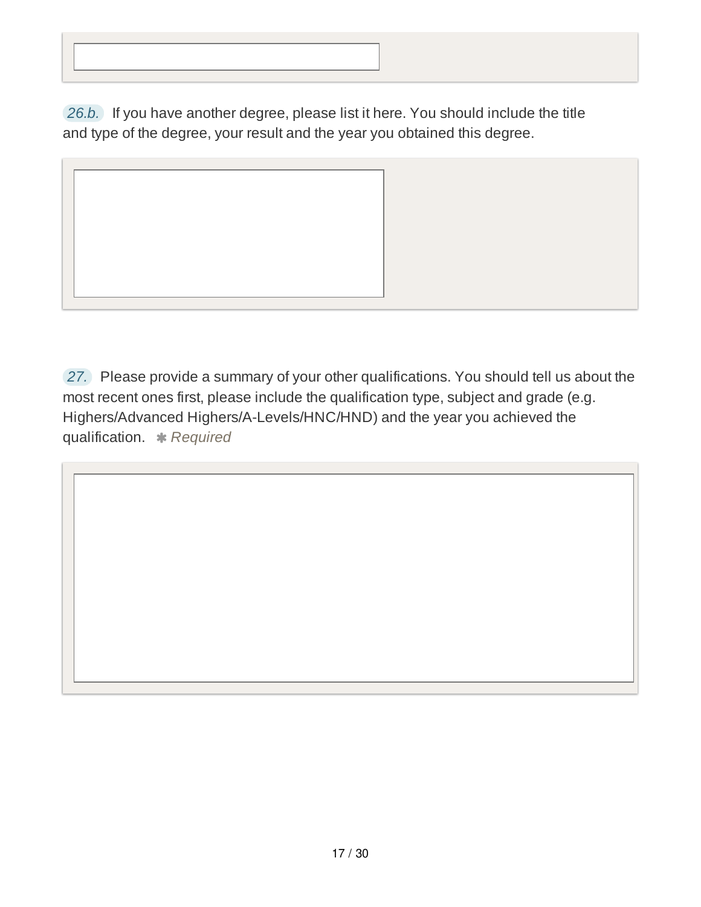26.b. If you have another degree, please list it here. You should include the title and type of the degree, your result and the year you obtained this degree.

27. Please provide a summary of your other qualifications. You should tell us about the most recent ones first, please include the qualification type, subject and grade (e.g. Highers/Advanced Highers/A-Levels/HNC/HND) and the year you achieved the qualification. ✱ *Required*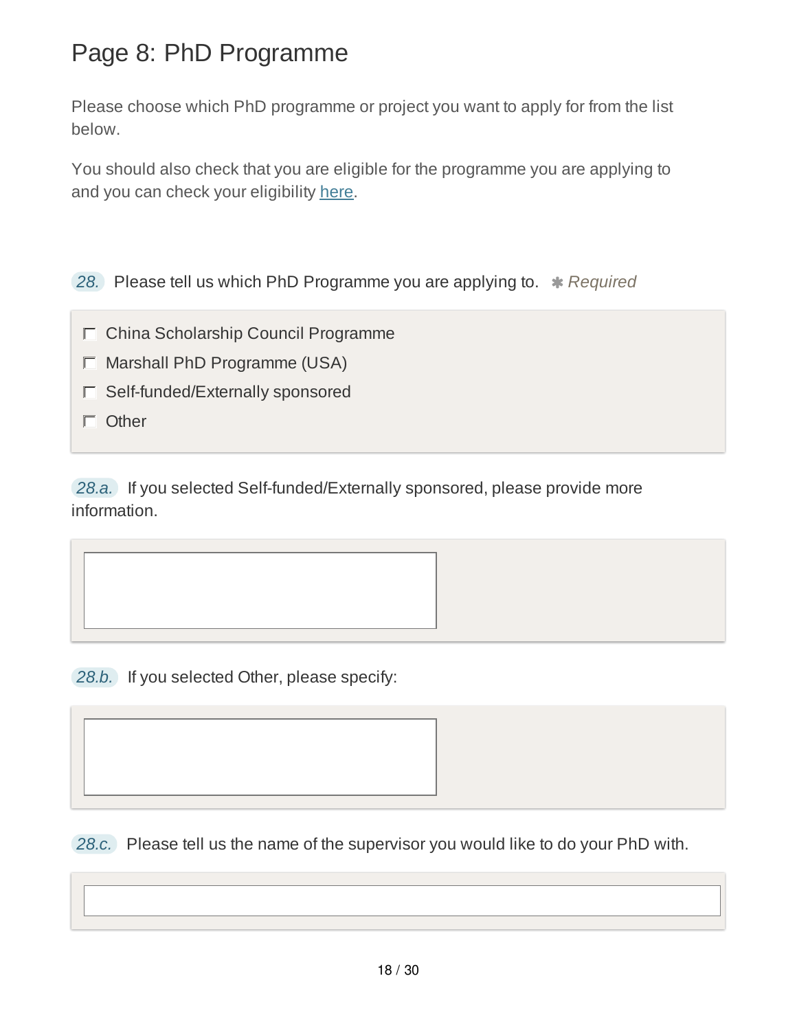# Page 8: PhD Programme

Please choose which PhD programme or project you want to apply for from the list below.

You should also check that you are eligible for the programme you are applying to and you can check your eligibility [here](here).

*28.* Please tell us which PhD Programme you are applying to. ✱ *Required*

- [ ] China Scholarship Council Programme
- [ ] Marshall PhD Programme (USA)
- [ ] Self-funded/Externally sponsored
- [ ] Other

*28.a.* If you selected Self-funded/Externally sponsored, please provide more information.

*28.b.* If you selected Other, please specify:

*28.c.* Please tell us the name of the supervisor you would like to do your PhD with.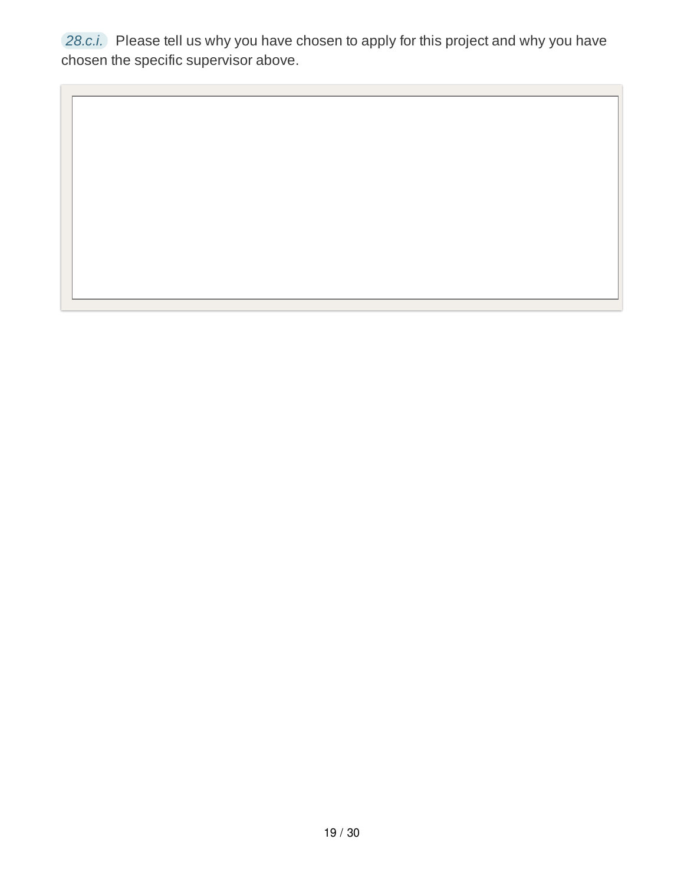*28.c.i.* Please tell us why you have chosen to apply for this project and why you have chosen the specific supervisor above.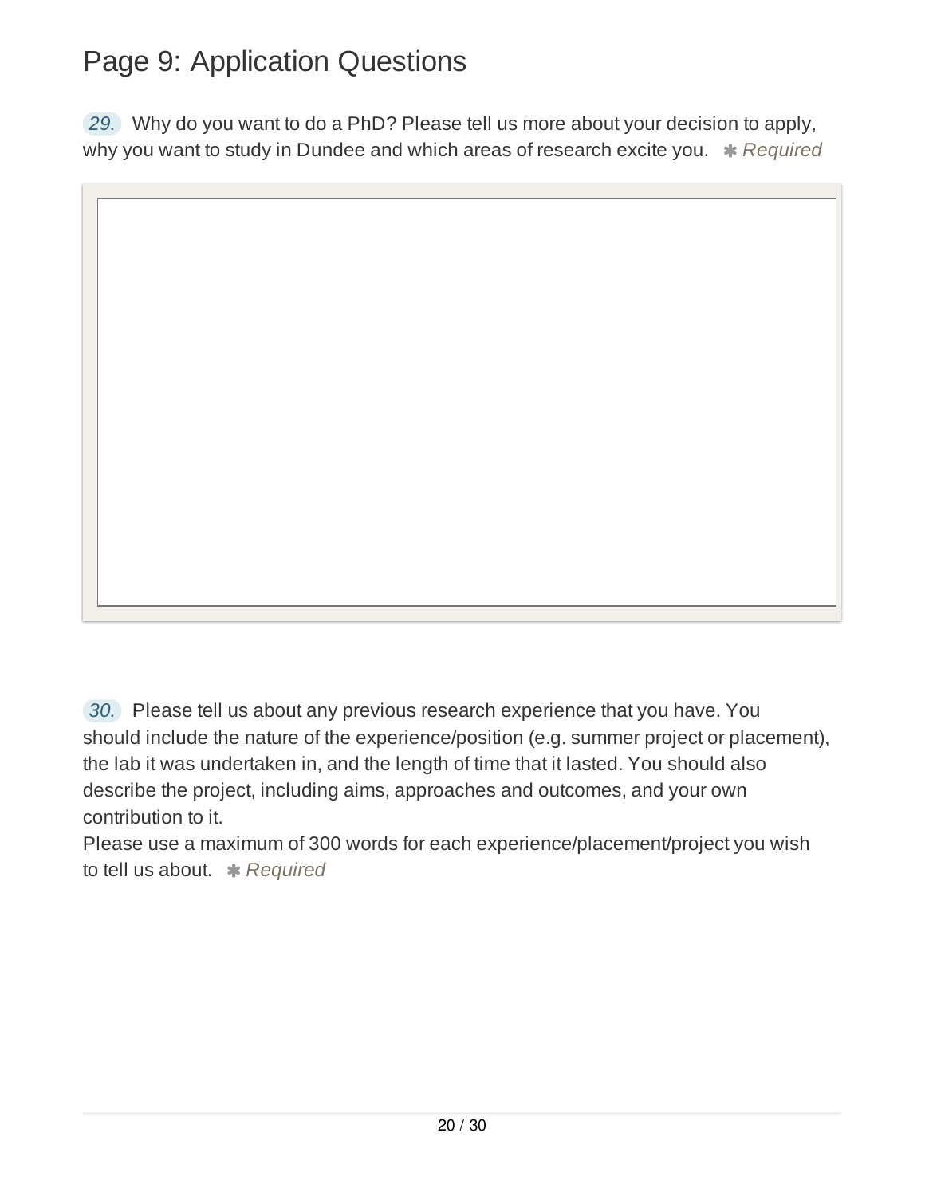# Page 9: Application Questions

29. Why do you want to do a PhD? Please tell us more about your decision to apply, why you want to study in Dundee and which areas of research excite you. ✱ *Required*

30. Please tell us about any previous research experience that you have. You should include the nature of the experience/position (e.g. summer project or placement), the lab it was undertaken in, and the length of time that it lasted. You should also describe the project, including aims, approaches and outcomes, and your own contribution to it.
Please use a maximum of 300 words for each experience/placement/project you wish to tell us about. ✱ *Required*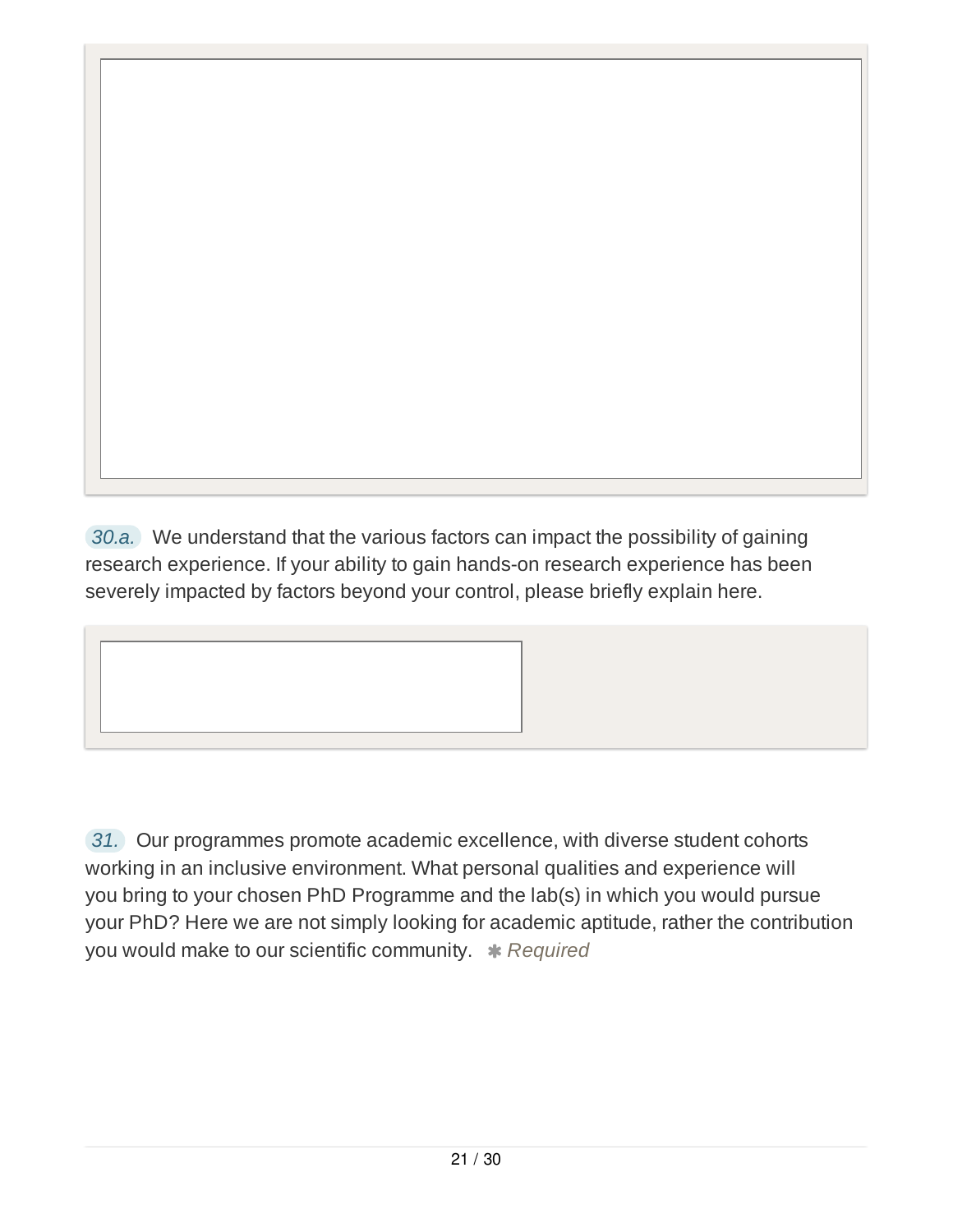30.a. We understand that the various factors can impact the possibility of gaining research experience. If your ability to gain hands-on research experience has been severely impacted by factors beyond your control, please briefly explain here.

31. Our programmes promote academic excellence, with diverse student cohorts working in an inclusive environment. What personal qualities and experience will you bring to your chosen PhD Programme and the lab(s) in which you would pursue your PhD? Here we are not simply looking for academic aptitude, rather the contribution you would make to our scientific community. ✱ *Required*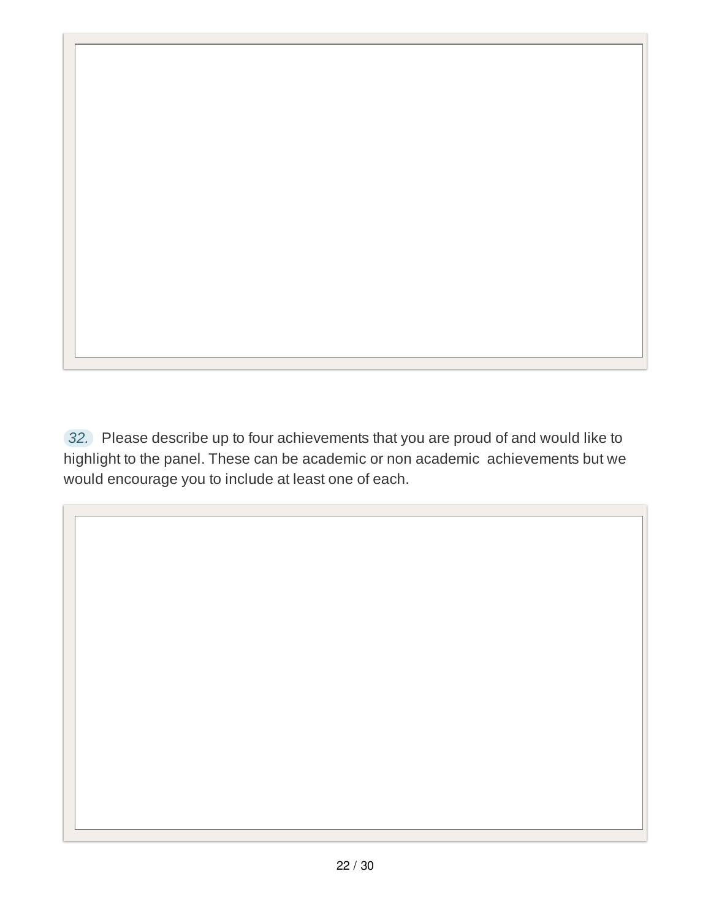32. Please describe up to four achievements that you are proud of and would like to highlight to the panel. These can be academic or non academic  achievements but we would encourage you to include at least one of each.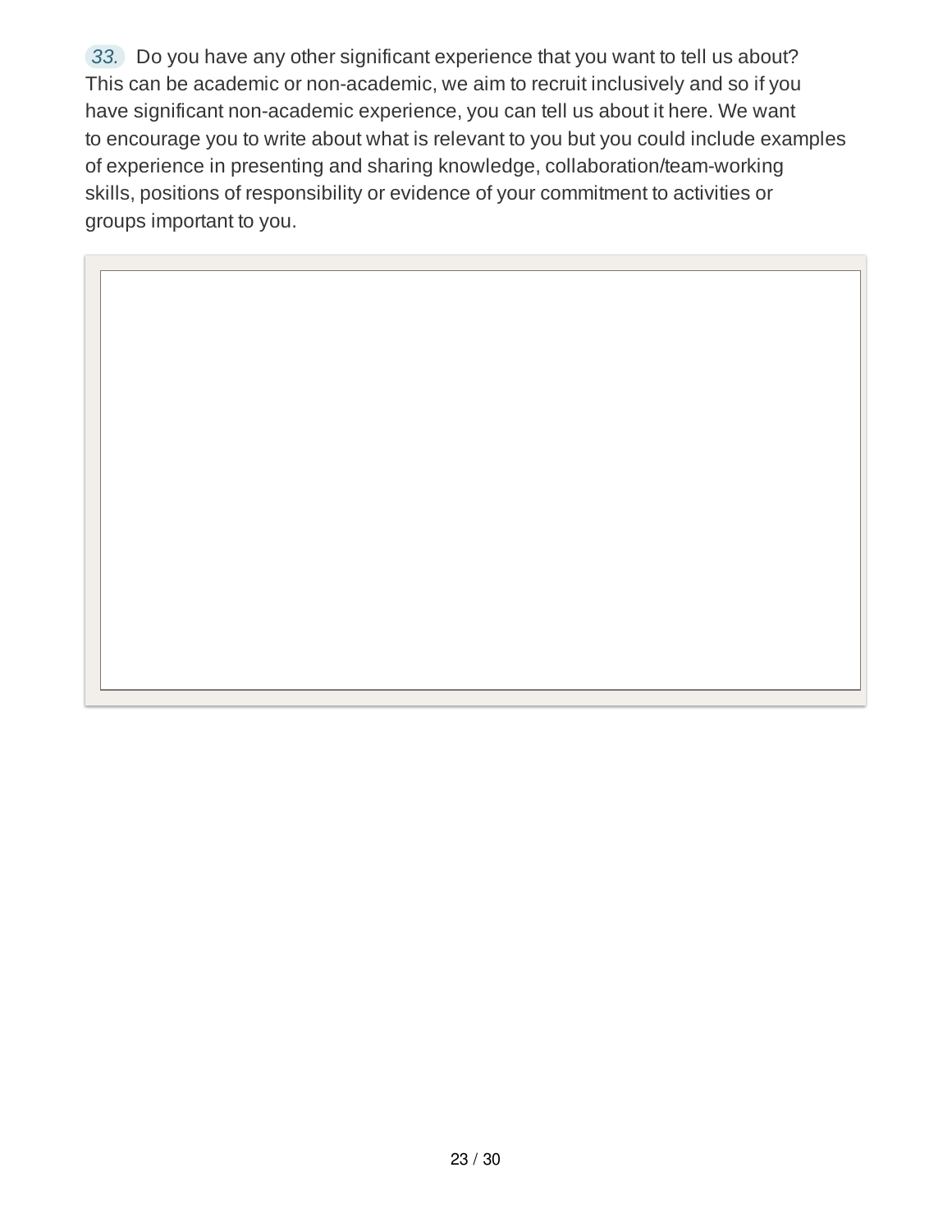33. Do you have any other significant experience that you want to tell us about? This can be academic or non-academic, we aim to recruit inclusively and so if you have significant non-academic experience, you can tell us about it here. We want to encourage you to write about what is relevant to you but you could include examples of experience in presenting and sharing knowledge, collaboration/team-working skills, positions of responsibility or evidence of your commitment to activities or groups important to you.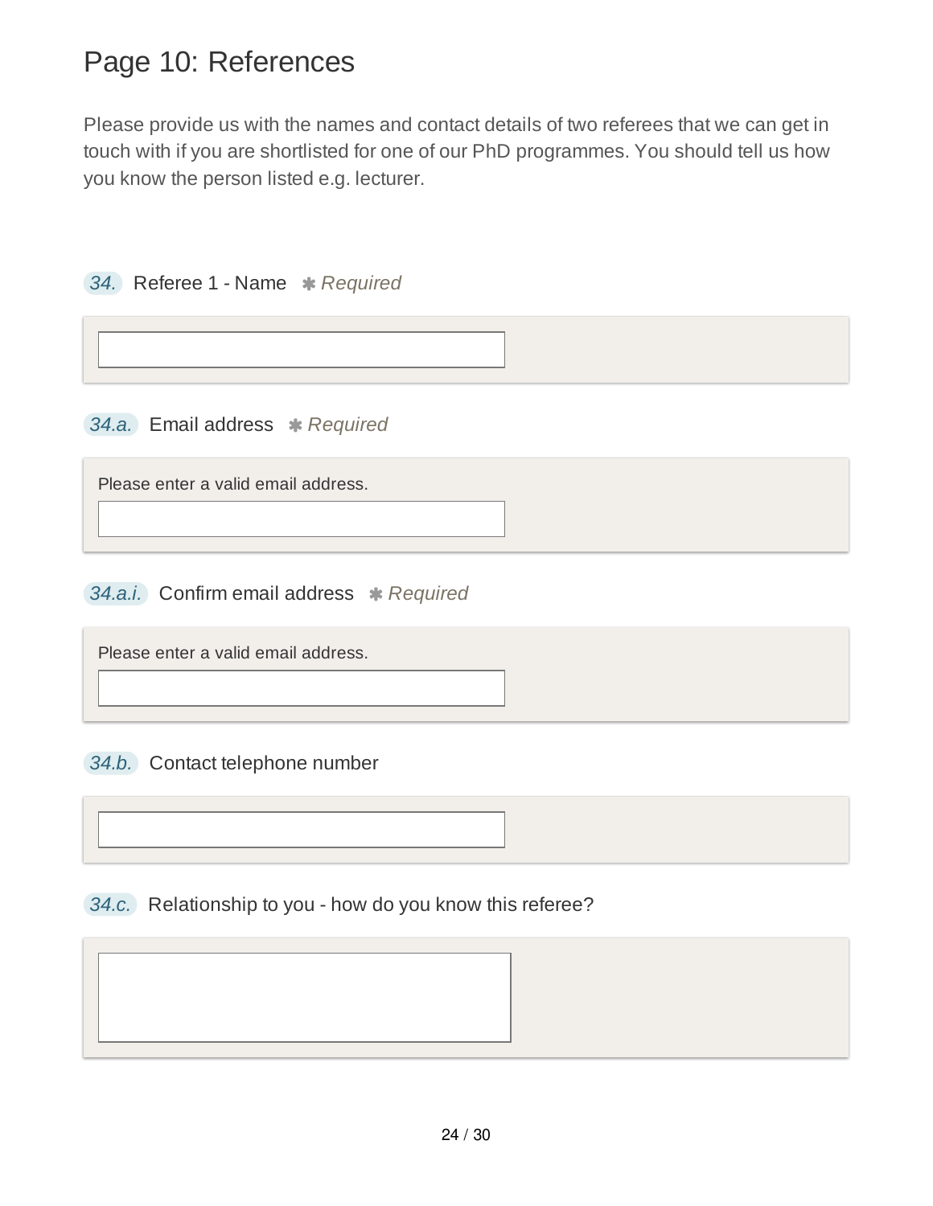# Page 10: References

Please provide us with the names and contact details of two referees that we can get in touch with if you are shortlisted for one of our PhD programmes. You should tell us how you know the person listed e.g. lecturer.

**34.** Referee 1 - Name ✱ *Required*

**34.a.** Email address ✱ *Required*

Please enter a valid email address.

**34.a.i.** Confirm email address ✱ *Required*

Please enter a valid email address.

**34.b.** Contact telephone number

**34.c.** Relationship to you - how do you know this referee?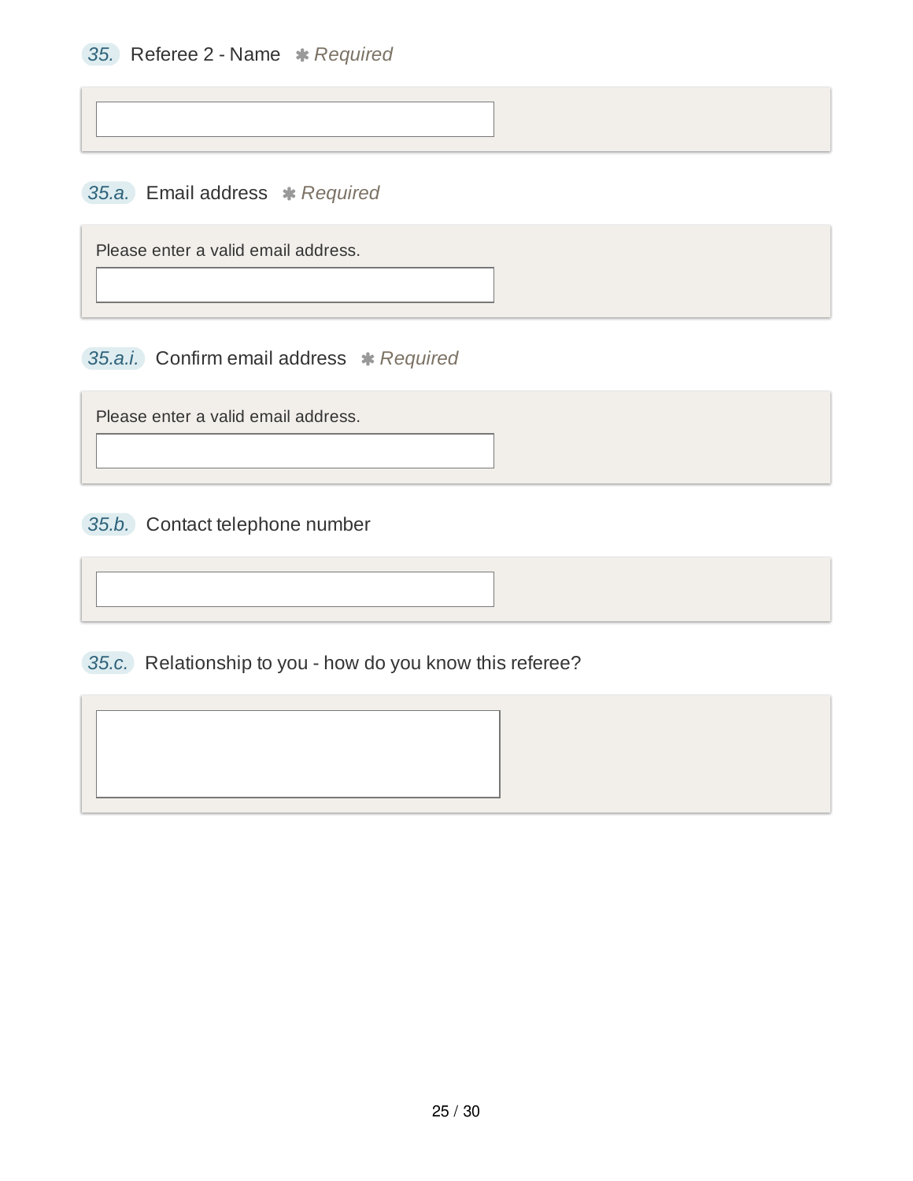35. Referee 2 - Name ✱ *Required*

35.a. Email address ✱ *Required*

Please enter a valid email address.

35.a.i. Confirm email address ✱ *Required*

Please enter a valid email address.

35.b. Contact telephone number

35.c. Relationship to you - how do you know this referee?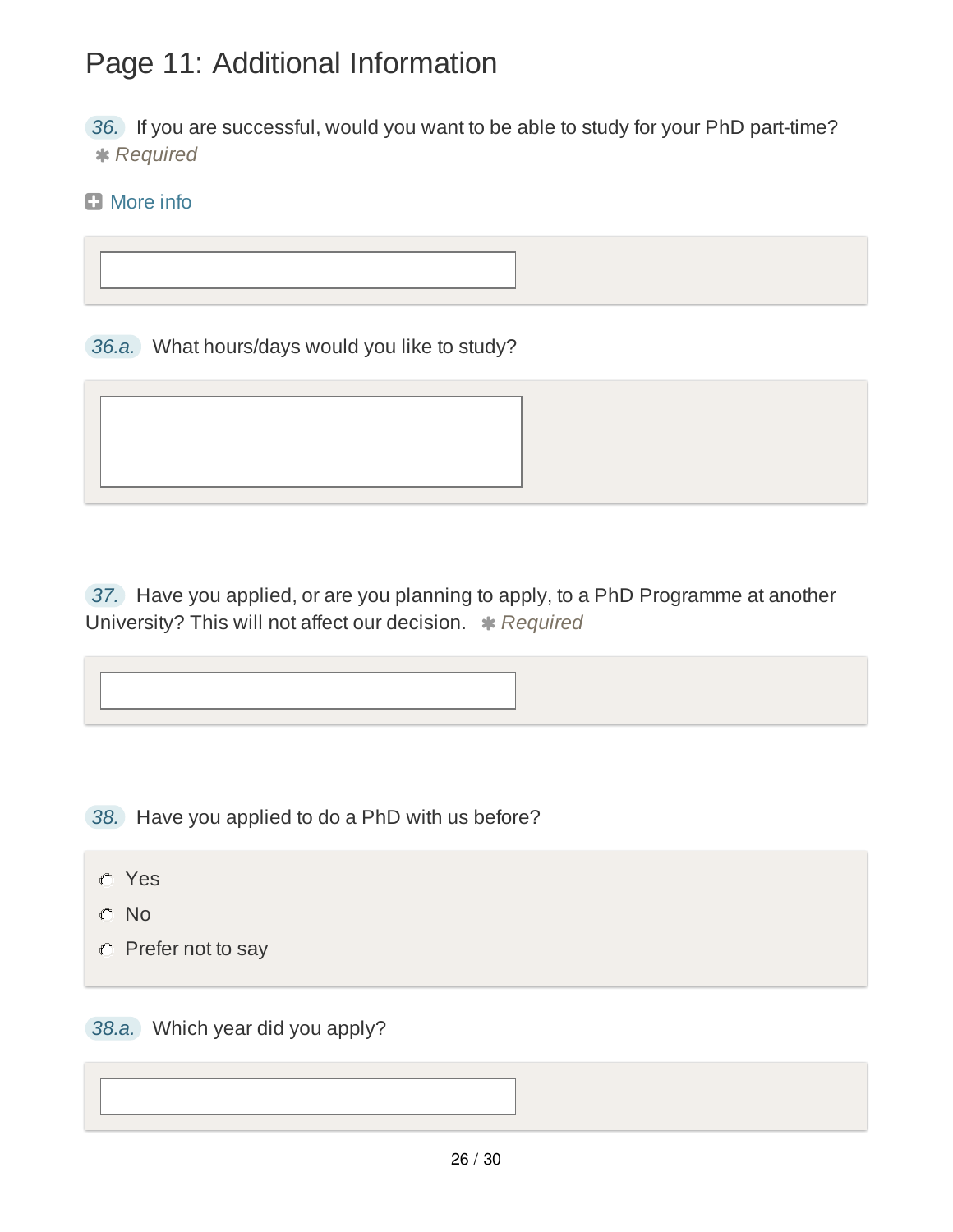## Page 11: Additional Information

36. If you are successful, would you want to be able to study for your PhD part-time?
✱ *Required*

More info

36.a. What hours/days would you like to study?

37. Have you applied, or are you planning to apply, to a PhD Programme at another University? This will not affect our decision. ✱ *Required*

38. Have you applied to do a PhD with us before?

- Yes
- No
- Prefer not to say

38.a. Which year did you apply?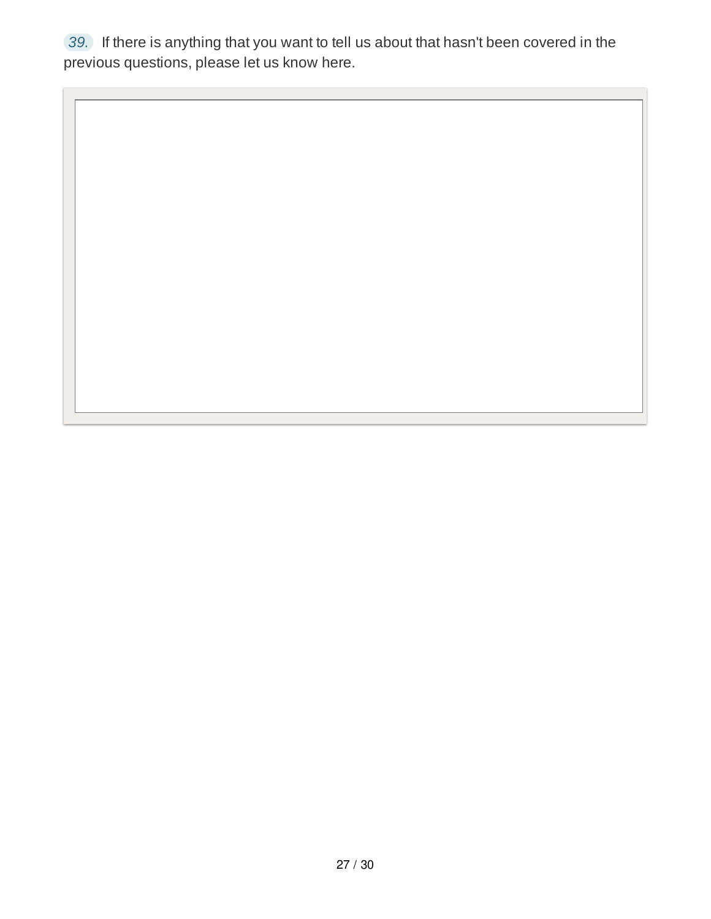39. If there is anything that you want to tell us about that hasn't been covered in the previous questions, please let us know here.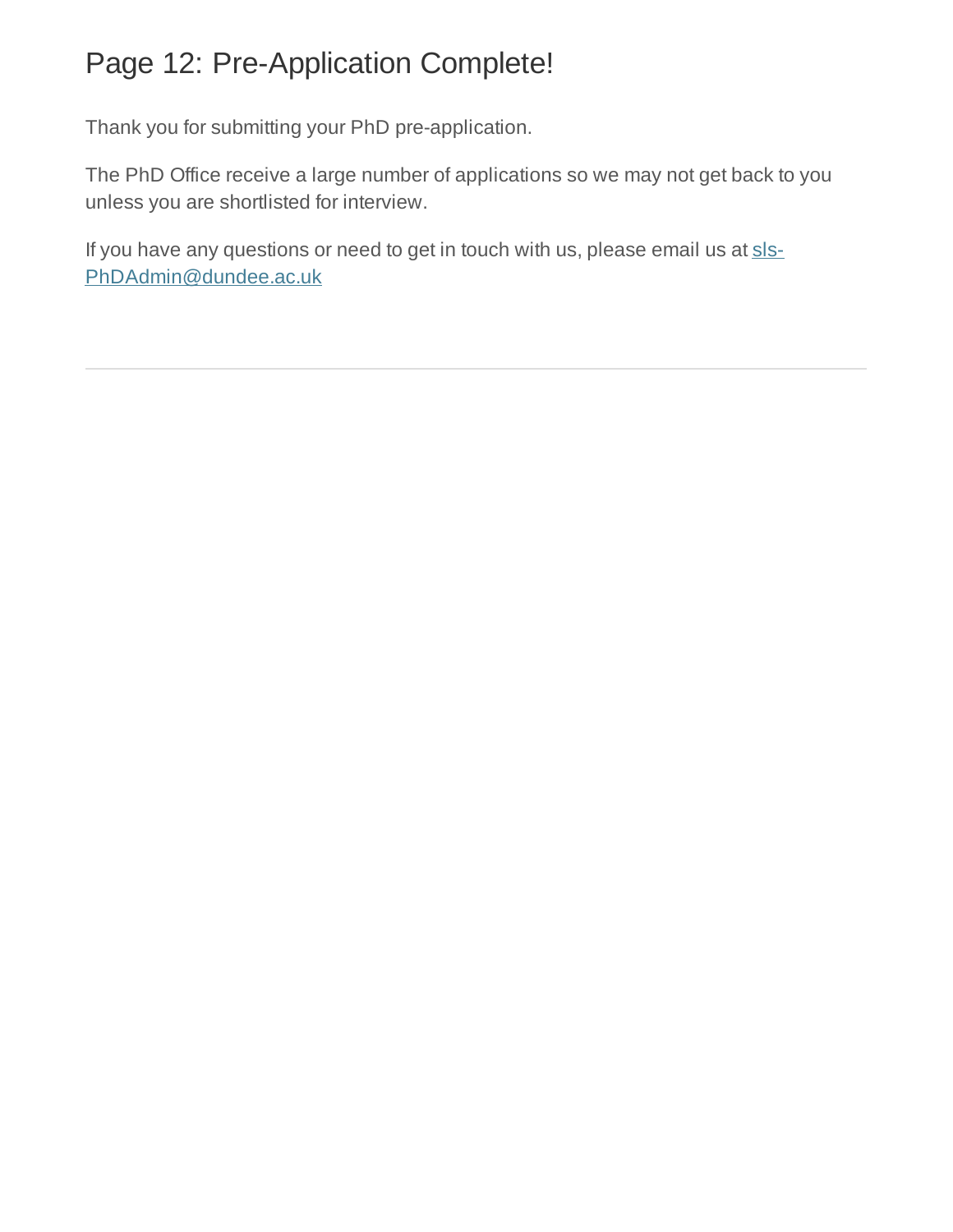# Page 12: Pre-Application Complete!

Thank you for submitting your PhD pre-application.

The PhD Office receive a large number of applications so we may not get back to you unless you are shortlisted for interview.

If you have any questions or need to get in touch with us, please email us at [sls-PhDAdmin@dundee.ac.uk](mailto:sls-PhDAdmin@dundee.ac.uk)

---